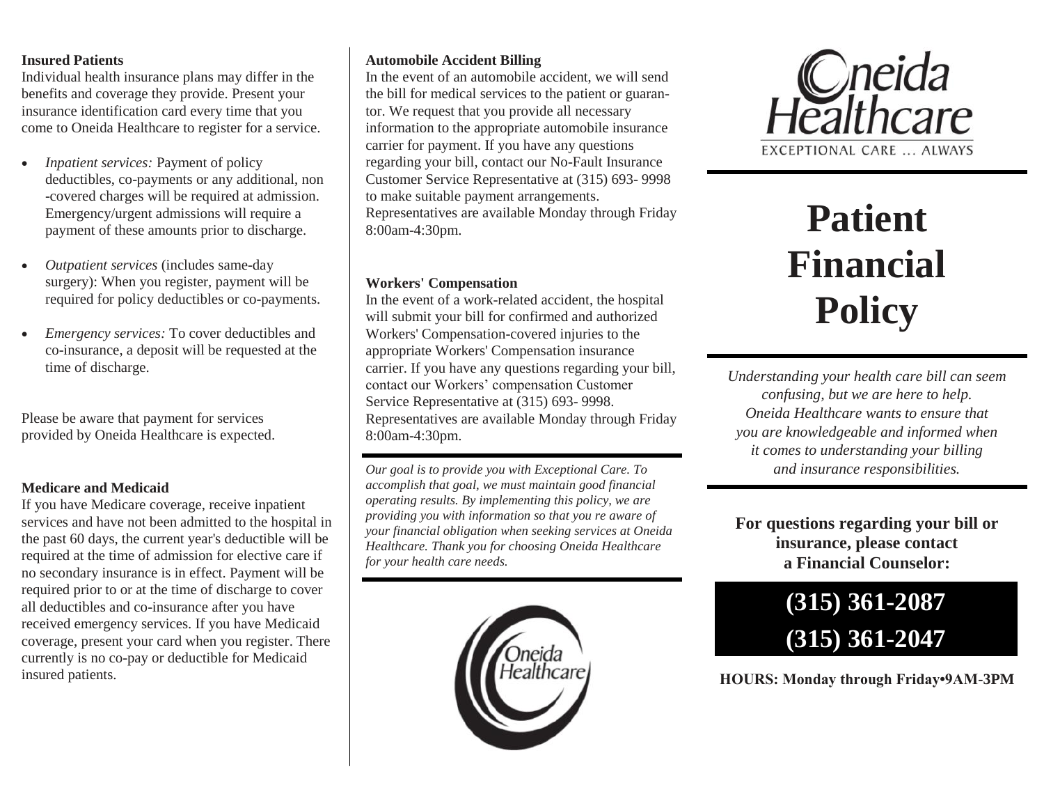**Insured Patients**

Individual health insurance plans may differ in the benefits and coverage they provide. Present your insurance identification card every time that you come to Oneida Healthcare to register for a service.

- *Inpatient services:* Payment of policy deductibles, co-payments or any additional, non -covered charges will be required at admission. Emergency/urgent admissions will require a payment of these amounts prior to discharge.
- *Outpatient services* (includes same-day surgery): When you register, payment will be required for policy deductibles or co-payments.
- *Emergency services:* To cover deductibles and co-insurance, a deposit will be requested at the time of discharge.

Please be aware that payment for services provided by Oneida Healthcare is expected.

**Medicare and Medicaid**

If you have Medicare coverage, receive inpatient services and have not been admitted to the hospital in the past 60 days, the current year's deductible will be required at the time of admission for elective care if no secondary insurance is in effect. Payment will be required prior to or at the time of discharge to cover all deductibles and co-insurance after you have received emergency services. If you have Medicaid coverage, present your card when you register. There currently is no co-pay or deductible for Medicaid insured patients.

**Automobile Accident Billing**

In the event of an automobile accident, we will send the bill for medical services to the patient or guarantor. We request that you provide all necessary information to the appropriate automobile insurance carrier for payment. If you have any questions regarding your bill, contact our No-Fault Insurance Customer Service Representative at (315) 693- 9998 to make suitable payment arrangements. Representatives are available Monday through Friday 8:00am-4:30pm.

**Workers' Compensation**

In the event of a work-related accident, the hospital will submit your bill for confirmed and authorized Workers' Compensation-covered injuries to the appropriate Workers' Compensation insurance carrier. If you have any questions regarding your bill, contact our Workers' compensation Customer Service Representative at (315) 693- 9998. Representatives are available Monday through Friday 8:00am-4:30pm.

*Our goal is to provide you with Exceptional Care. To accomplish that goal, we must maintain good financial operating results. By implementing this policy, we are providing you with information so that you re aware of your financial obligation when seeking services at Oneida Healthcare. Thank you for choosing Oneida Healthcare for your health care needs.*

Oneida Healthcare

Oneida Healthcare

EXCEPTIONAL CARE ... ALWAYS

# Patient Financial Policy

*Understanding your health care bill can seem confusing, but we are here to help. Oneida Healthcare wants to ensure that you are knowledgeable and informed when it comes to understanding your billing and insurance responsibilities.*

**For questions regarding your bill or insurance, please contact a Financial Counselor:**

**(315) 361-2087**

**(315) 361-2047**

**HOURS: Monday through Friday•9AM-3PM**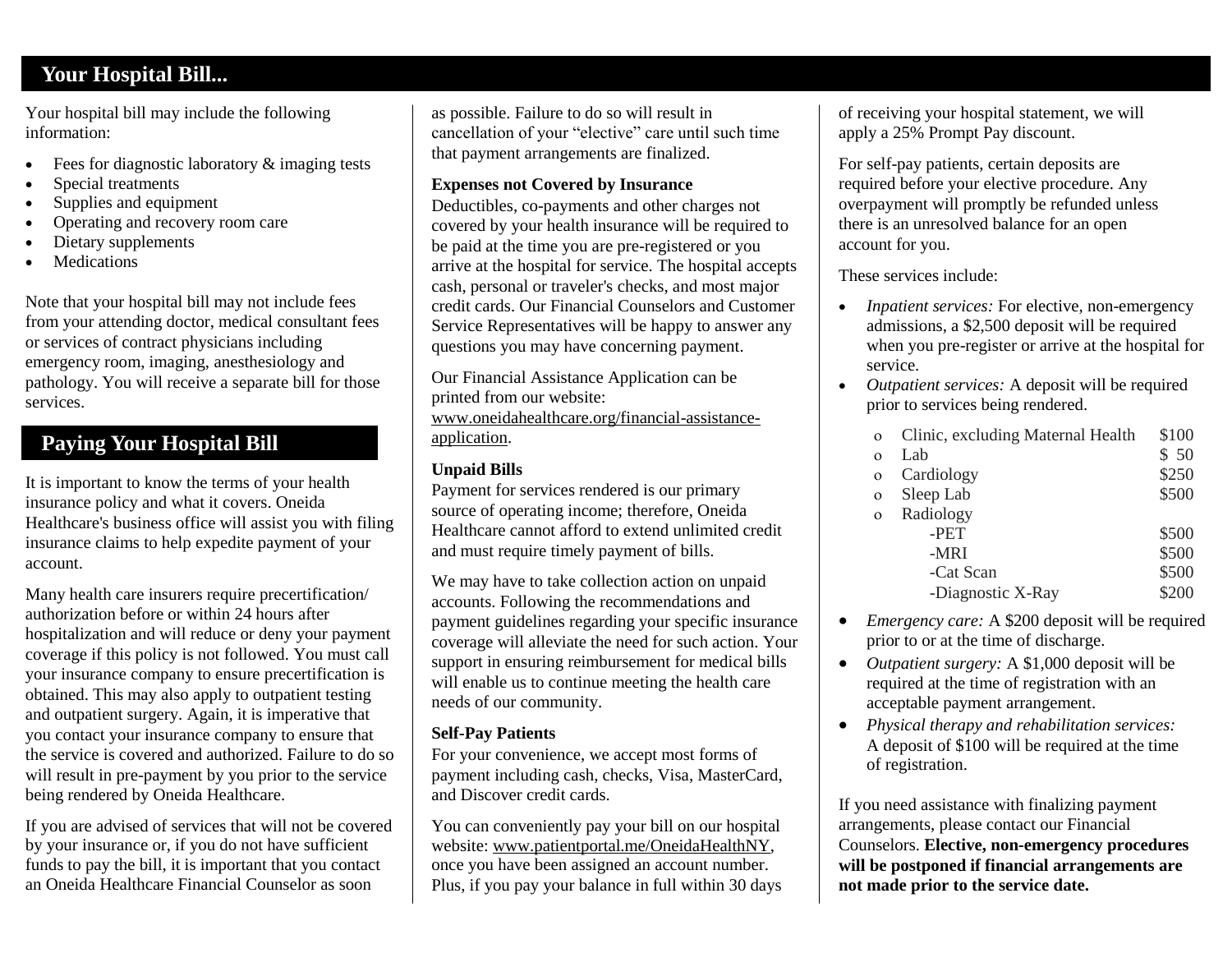## Your Hospital Bill...

Your hospital bill may include the following information:

- Fees for diagnostic laboratory & imaging tests
- Special treatments
- Supplies and equipment
- Operating and recovery room care
- Dietary supplements
- Medications

Note that your hospital bill may not include fees from your attending doctor, medical consultant fees or services of contract physicians including emergency room, imaging, anesthesiology and pathology. You will receive a separate bill for those services.

## Paying Your Hospital Bill

It is important to know the terms of your health insurance policy and what it covers. Oneida Healthcare's business office will assist you with filing insurance claims to help expedite payment of your account.

Many health care insurers require precertification/ authorization before or within 24 hours after hospitalization and will reduce or deny your payment coverage if this policy is not followed. You must call your insurance company to ensure precertification is obtained. This may also apply to outpatient testing and outpatient surgery. Again, it is imperative that you contact your insurance company to ensure that the service is covered and authorized. Failure to do so will result in pre-payment by you prior to the service being rendered by Oneida Healthcare.

If you are advised of services that will not be covered by your insurance or, if you do not have sufficient funds to pay the bill, it is important that you contact an Oneida Healthcare Financial Counselor as soon as possible. Failure to do so will result in cancellation of your "elective" care until such time that payment arrangements are finalized.

**Expenses not Covered by Insurance**

Deductibles, co-payments and other charges not covered by your health insurance will be required to be paid at the time you are pre-registered or you arrive at the hospital for service. The hospital accepts cash, personal or traveler's checks, and most major credit cards. Our Financial Counselors and Customer Service Representatives will be happy to answer any questions you may have concerning payment.

Our Financial Assistance Application can be printed from our website: www.oneidahealthcare.org/financial-assistance-application.

**Unpaid Bills**

Payment for services rendered is our primary source of operating income; therefore, Oneida Healthcare cannot afford to extend unlimited credit and must require timely payment of bills.

We may have to take collection action on unpaid accounts. Following the recommendations and payment guidelines regarding your specific insurance coverage will alleviate the need for such action. Your support in ensuring reimbursement for medical bills will enable us to continue meeting the health care needs of our community.

**Self-Pay Patients**

For your convenience, we accept most forms of payment including cash, checks, Visa, MasterCard, and Discover credit cards.

You can conveniently pay your bill on our hospital website: www.patientportal.me/OneidaHealthNY, once you have been assigned an account number. Plus, if you pay your balance in full within 30 days of receiving your hospital statement, we will apply a 25% Prompt Pay discount.

For self-pay patients, certain deposits are required before your elective procedure. Any overpayment will promptly be refunded unless there is an unresolved balance for an open account for you.

These services include:

- *Inpatient services:* For elective, non-emergency admissions, a $2,500 deposit will be required when you pre-register or arrive at the hospital for service.
- *Outpatient services:* A deposit will be required prior to services being rendered.
  - Clinic, excluding Maternal Health $100
  - Lab $ 50
  - Cardiology $250
  - Sleep Lab $500
  - Radiology
    - -PET $500
    - -MRI $500
    - -Cat Scan $500
    - -Diagnostic X-Ray $200
- *Emergency care:* A $200 deposit will be required prior to or at the time of discharge.
- *Outpatient surgery:* A $1,000 deposit will be required at the time of registration with an acceptable payment arrangement.
- *Physical therapy and rehabilitation services:* A deposit of $100 will be required at the time of registration.

If you need assistance with finalizing payment arrangements, please contact our Financial Counselors. **Elective, non-emergency procedures will be postponed if financial arrangements are not made prior to the service date.**